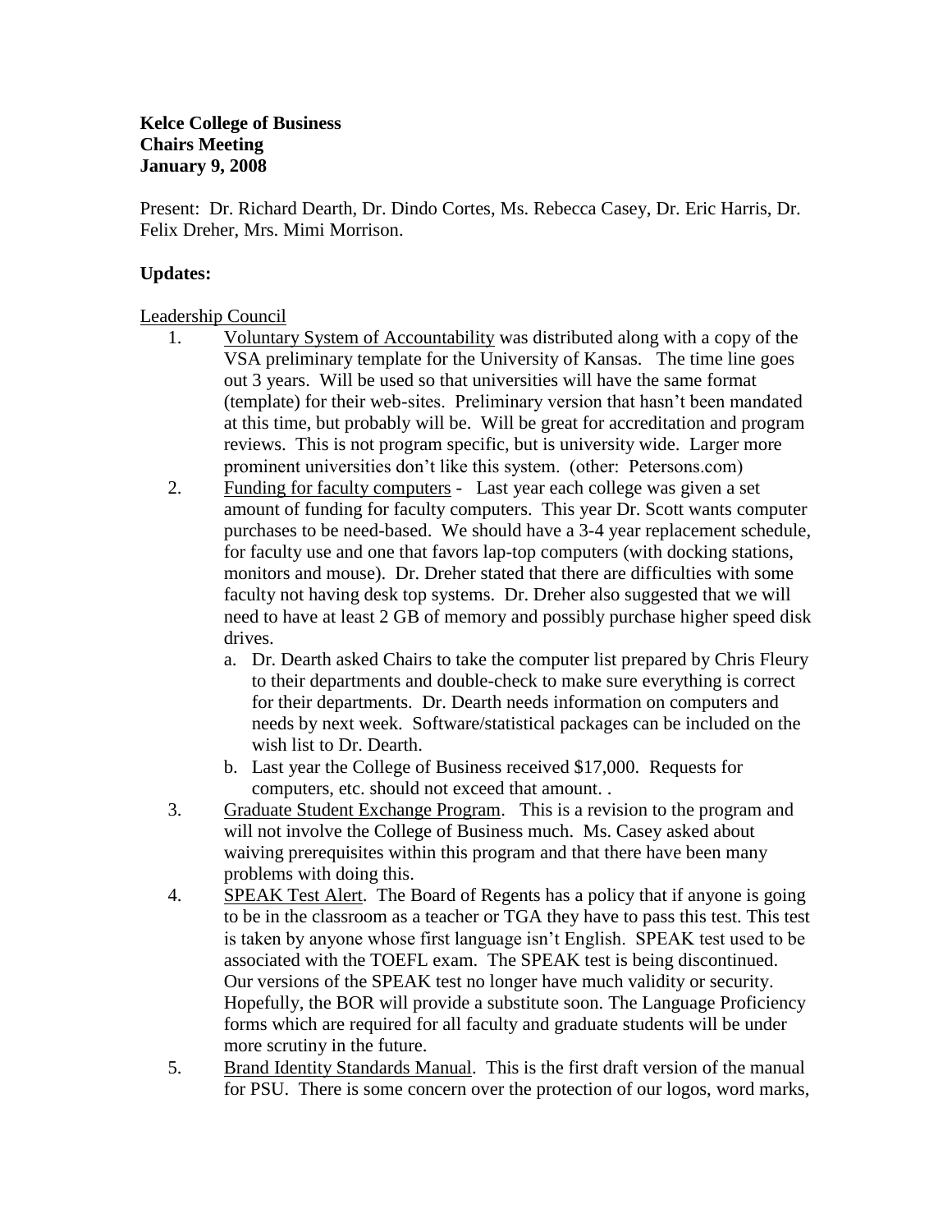**Kelce College of Business**
**Chairs Meeting**
**January 9, 2008**

Present: Dr. Richard Dearth, Dr. Dindo Cortes, Ms. Rebecca Casey, Dr. Eric Harris, Dr. Felix Dreher, Mrs. Mimi Morrison.

**Updates:**

<u>Leadership Council</u>

1. <u>Voluntary System of Accountability</u> was distributed along with a copy of the VSA preliminary template for the University of Kansas. The time line goes out 3 years. Will be used so that universities will have the same format (template) for their web-sites. Preliminary version that hasn't been mandated at this time, but probably will be. Will be great for accreditation and program reviews. This is not program specific, but is university wide. Larger more prominent universities don't like this system. (other: Petersons.com)
2. <u>Funding for faculty computers</u> - Last year each college was given a set amount of funding for faculty computers. This year Dr. Scott wants computer purchases to be need-based. We should have a 3-4 year replacement schedule, for faculty use and one that favors lap-top computers (with docking stations, monitors and mouse). Dr. Dreher stated that there are difficulties with some faculty not having desk top systems. Dr. Dreher also suggested that we will need to have at least 2 GB of memory and possibly purchase higher speed disk drives.
   a. Dr. Dearth asked Chairs to take the computer list prepared by Chris Fleury to their departments and double-check to make sure everything is correct for their departments. Dr. Dearth needs information on computers and needs by next week. Software/statistical packages can be included on the wish list to Dr. Dearth.
   b. Last year the College of Business received $17,000. Requests for computers, etc. should not exceed that amount. .
3. <u>Graduate Student Exchange Program</u>. This is a revision to the program and will not involve the College of Business much. Ms. Casey asked about waiving prerequisites within this program and that there have been many problems with doing this.
4. <u>SPEAK Test Alert</u>. The Board of Regents has a policy that if anyone is going to be in the classroom as a teacher or TGA they have to pass this test. This test is taken by anyone whose first language isn't English. SPEAK test used to be associated with the TOEFL exam. The SPEAK test is being discontinued. Our versions of the SPEAK test no longer have much validity or security. Hopefully, the BOR will provide a substitute soon. The Language Proficiency forms which are required for all faculty and graduate students will be under more scrutiny in the future.
5. <u>Brand Identity Standards Manual</u>. This is the first draft version of the manual for PSU. There is some concern over the protection of our logos, word marks,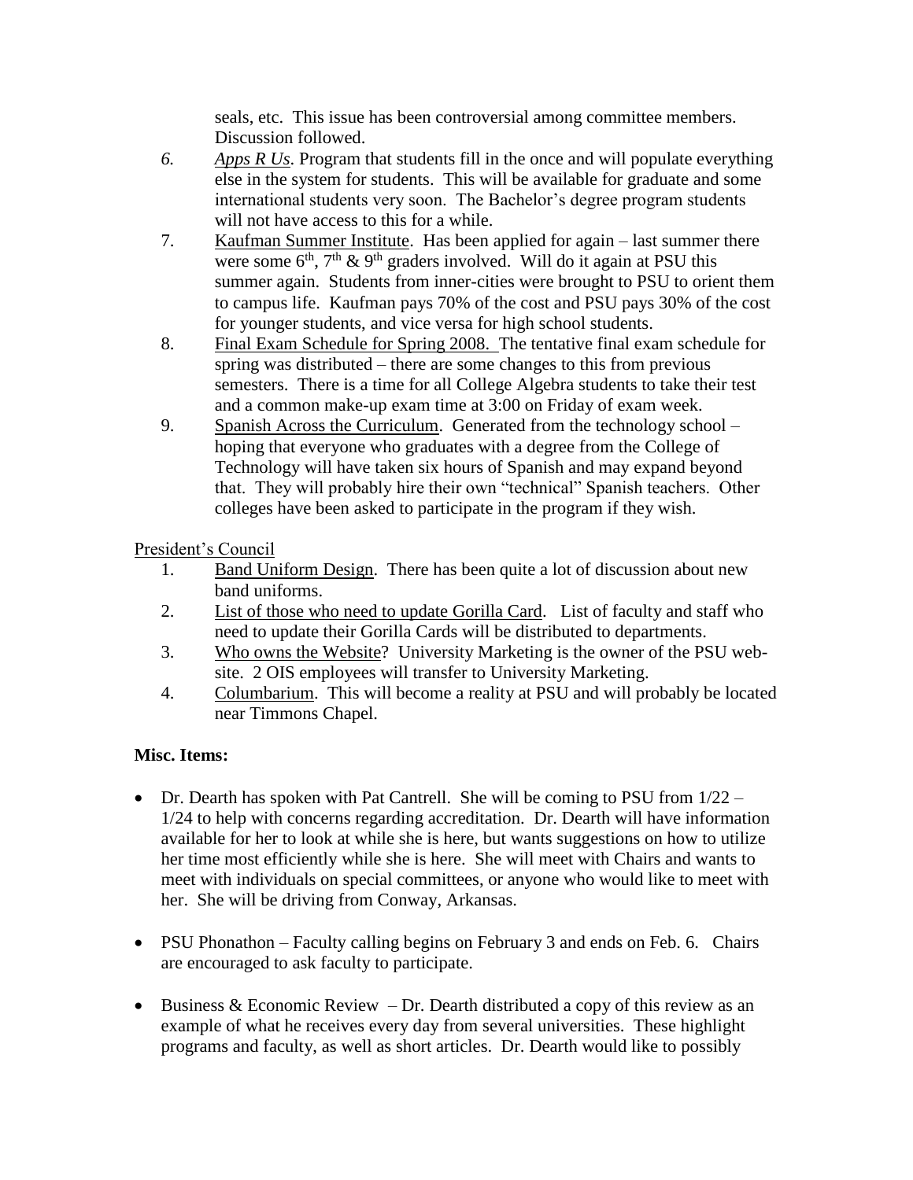seals, etc. This issue has been controversial among committee members. Discussion followed.

6. *Apps R Us*. Program that students fill in the once and will populate everything else in the system for students. This will be available for graduate and some international students very soon. The Bachelor's degree program students will not have access to this for a while.
7. Kaufman Summer Institute. Has been applied for again – last summer there were some 6th, 7th & 9th graders involved. Will do it again at PSU this summer again. Students from inner-cities were brought to PSU to orient them to campus life. Kaufman pays 70% of the cost and PSU pays 30% of the cost for younger students, and vice versa for high school students.
8. Final Exam Schedule for Spring 2008. The tentative final exam schedule for spring was distributed – there are some changes to this from previous semesters. There is a time for all College Algebra students to take their test and a common make-up exam time at 3:00 on Friday of exam week.
9. Spanish Across the Curriculum. Generated from the technology school – hoping that everyone who graduates with a degree from the College of Technology will have taken six hours of Spanish and may expand beyond that. They will probably hire their own "technical" Spanish teachers. Other colleges have been asked to participate in the program if they wish.

President's Council

1. Band Uniform Design. There has been quite a lot of discussion about new band uniforms.
2. List of those who need to update Gorilla Card. List of faculty and staff who need to update their Gorilla Cards will be distributed to departments.
3. Who owns the Website? University Marketing is the owner of the PSU web-site. 2 OIS employees will transfer to University Marketing.
4. Columbarium. This will become a reality at PSU and will probably be located near Timmons Chapel.

**Misc. Items:**

- Dr. Dearth has spoken with Pat Cantrell. She will be coming to PSU from 1/22 – 1/24 to help with concerns regarding accreditation. Dr. Dearth will have information available for her to look at while she is here, but wants suggestions on how to utilize her time most efficiently while she is here. She will meet with Chairs and wants to meet with individuals on special committees, or anyone who would like to meet with her. She will be driving from Conway, Arkansas.

- PSU Phonathon – Faculty calling begins on February 3 and ends on Feb. 6. Chairs are encouraged to ask faculty to participate.

- Business & Economic Review – Dr. Dearth distributed a copy of this review as an example of what he receives every day from several universities. These highlight programs and faculty, as well as short articles. Dr. Dearth would like to possibly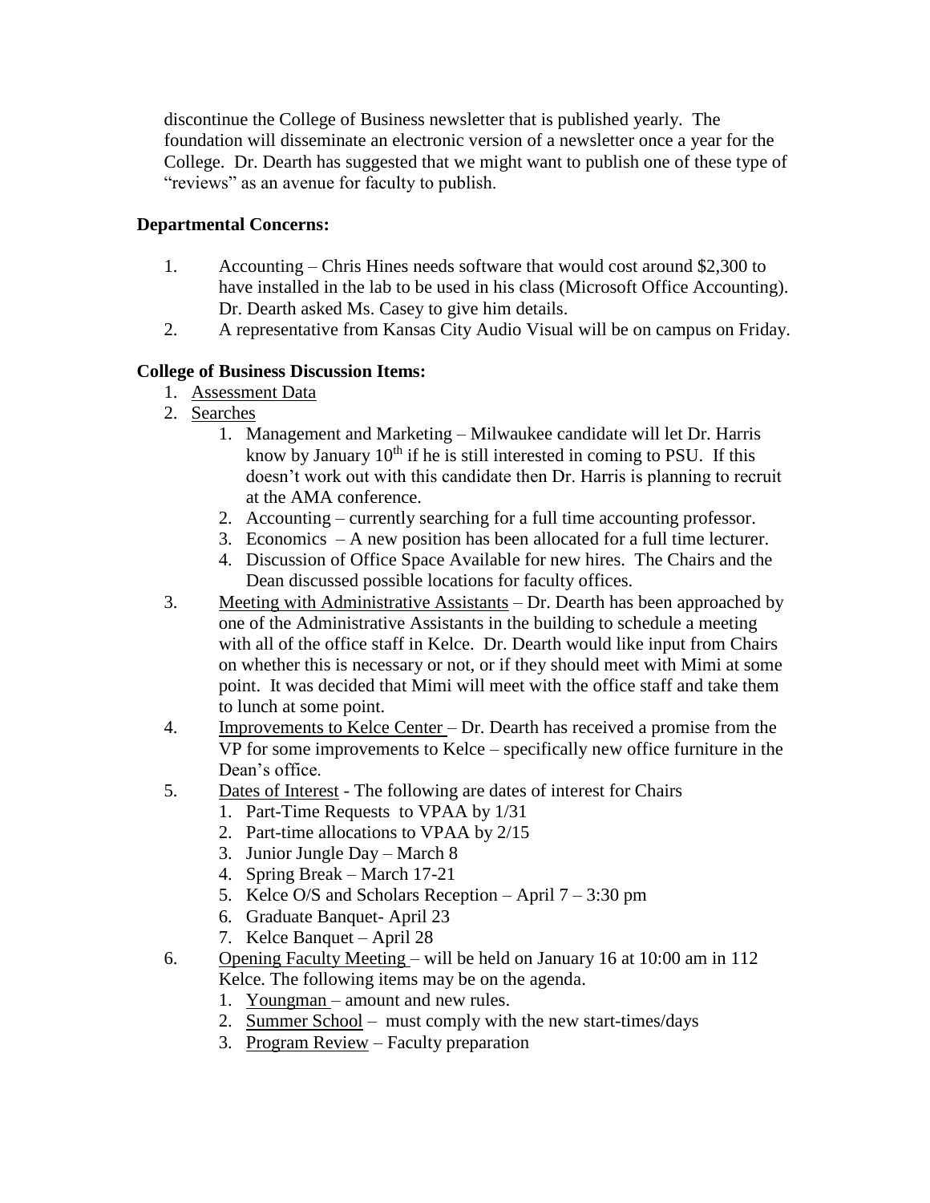discontinue the College of Business newsletter that is published yearly. The foundation will disseminate an electronic version of a newsletter once a year for the College. Dr. Dearth has suggested that we might want to publish one of these type of "reviews" as an avenue for faculty to publish.

**Departmental Concerns:**

1. Accounting – Chris Hines needs software that would cost around $2,300 to have installed in the lab to be used in his class (Microsoft Office Accounting). Dr. Dearth asked Ms. Casey to give him details.
2. A representative from Kansas City Audio Visual will be on campus on Friday.

**College of Business Discussion Items:**

1. Assessment Data
2. Searches
    1. Management and Marketing – Milwaukee candidate will let Dr. Harris know by January 10th if he is still interested in coming to PSU. If this doesn't work out with this candidate then Dr. Harris is planning to recruit at the AMA conference.
    2. Accounting – currently searching for a full time accounting professor.
    3. Economics – A new position has been allocated for a full time lecturer.
    4. Discussion of Office Space Available for new hires. The Chairs and the Dean discussed possible locations for faculty offices.
3. Meeting with Administrative Assistants – Dr. Dearth has been approached by one of the Administrative Assistants in the building to schedule a meeting with all of the office staff in Kelce. Dr. Dearth would like input from Chairs on whether this is necessary or not, or if they should meet with Mimi at some point. It was decided that Mimi will meet with the office staff and take them to lunch at some point.
4. Improvements to Kelce Center – Dr. Dearth has received a promise from the VP for some improvements to Kelce – specifically new office furniture in the Dean's office.
5. Dates of Interest - The following are dates of interest for Chairs
    1. Part-Time Requests to VPAA by 1/31
    2. Part-time allocations to VPAA by 2/15
    3. Junior Jungle Day – March 8
    4. Spring Break – March 17-21
    5. Kelce O/S and Scholars Reception – April 7 – 3:30 pm
    6. Graduate Banquet- April 23
    7. Kelce Banquet – April 28
6. Opening Faculty Meeting – will be held on January 16 at 10:00 am in 112 Kelce. The following items may be on the agenda.
    1. Youngman – amount and new rules.
    2. Summer School – must comply with the new start-times/days
    3. Program Review – Faculty preparation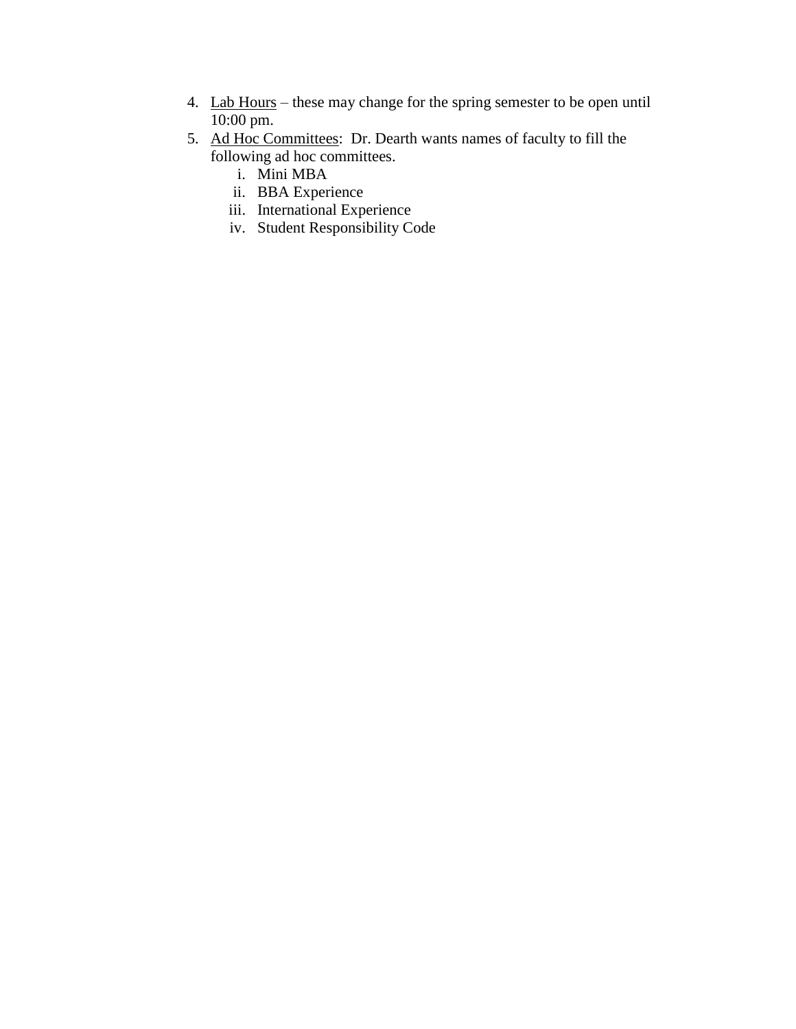4. <u>Lab Hours</u> – these may change for the spring semester to be open until 10:00 pm.
5. <u>Ad Hoc Committees</u>: Dr. Dearth wants names of faculty to fill the following ad hoc committees.
   i. Mini MBA
   ii. BBA Experience
   iii. International Experience
   iv. Student Responsibility Code